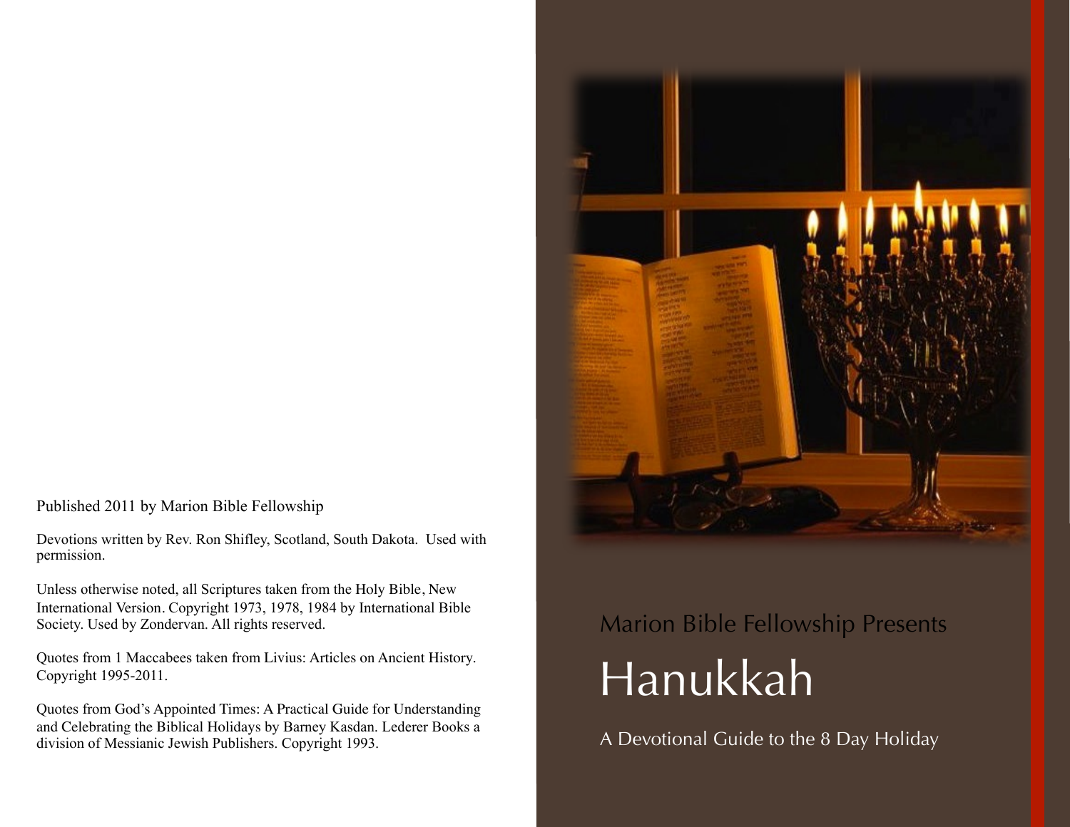Published 2011 by Marion Bible Fellowship

Devotions written by Rev. Ron Shifley, Scotland, South Dakota. Used with permission.

Unless otherwise noted, all Scriptures taken from the Holy Bible, New International Version. Copyright 1973, 1978, 1984 by International Bible Society. Used by Zondervan. All rights reserved.

Quotes from 1 Maccabees taken from Livius: Articles on Ancient History. Copyright 1995-2011.

Quotes from God's Appointed Times: A Practical Guide for Understanding and Celebrating the Biblical Holidays by Barney Kasdan. Lederer Books a division of Messianic Jewish Publishers. Copyright 1993.

Marion Bible Fellowship Presents

# Hanukkah

A Devotional Guide to the 8 Day Holiday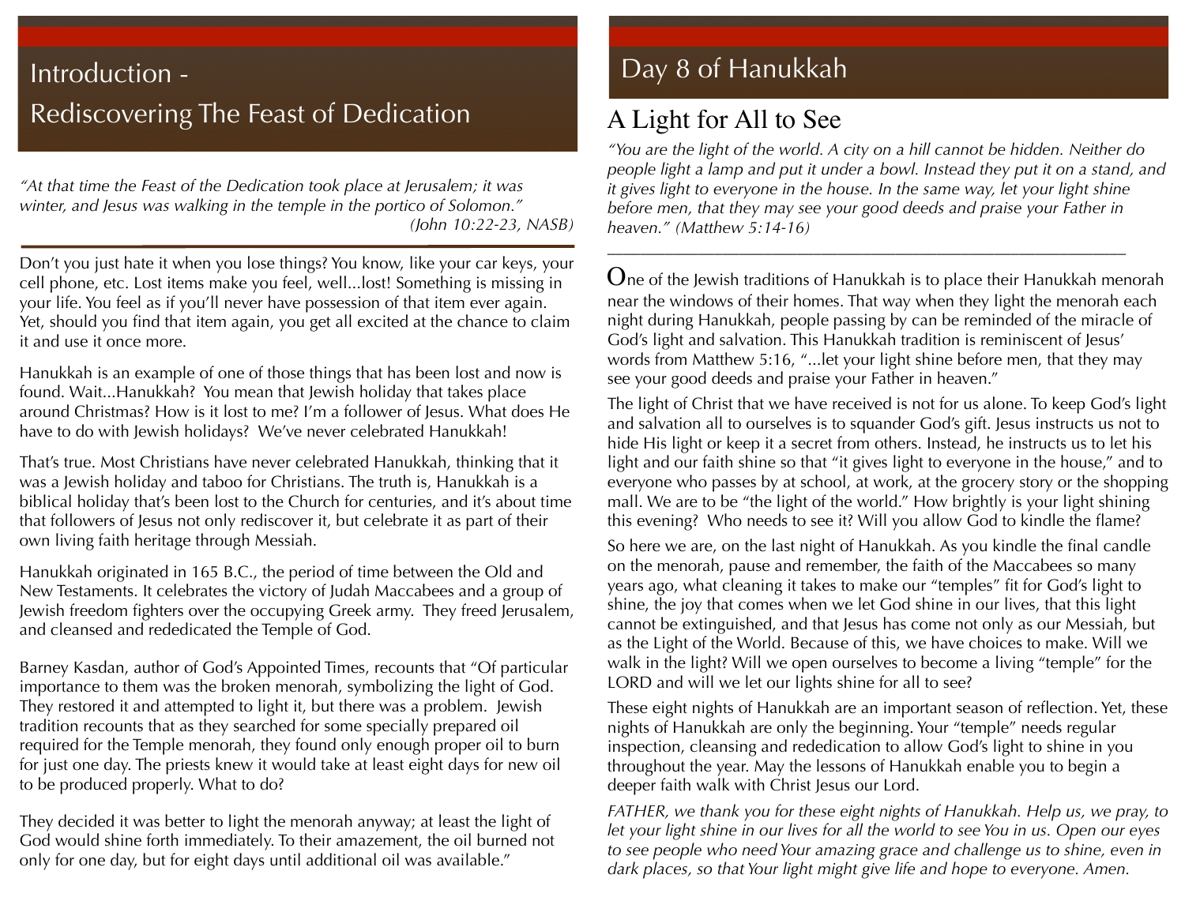# Introduction - Rediscovering The Feast of Dedication

*"At that time the Feast of the Dedication took place at Jerusalem; it was winter, and Jesus was walking in the temple in the portico of Solomon." (John 10:22-23, NASB)*

Don't you just hate it when you lose things? You know, like your car keys, your cell phone, etc. Lost items make you feel, well...lost! Something is missing in your life. You feel as if you'll never have possession of that item ever again. Yet, should you find that item again, you get all excited at the chance to claim it and use it once more.

Hanukkah is an example of one of those things that has been lost and now is found. Wait...Hanukkah? You mean that Jewish holiday that takes place around Christmas? How is it lost to me? I'm a follower of Jesus. What does He have to do with Jewish holidays? We've never celebrated Hanukkah!

That's true. Most Christians have never celebrated Hanukkah, thinking that it was a Jewish holiday and taboo for Christians. The truth is, Hanukkah is a biblical holiday that's been lost to the Church for centuries, and it's about time that followers of Jesus not only rediscover it, but celebrate it as part of their own living faith heritage through Messiah.

Hanukkah originated in 165 B.C., the period of time between the Old and New Testaments. It celebrates the victory of Judah Maccabees and a group of Jewish freedom fighters over the occupying Greek army. They freed Jerusalem, and cleansed and rededicated the Temple of God.

Barney Kasdan, author of God's Appointed Times, recounts that "Of particular importance to them was the broken menorah, symbolizing the light of God. They restored it and attempted to light it, but there was a problem. Jewish tradition recounts that as they searched for some specially prepared oil required for the Temple menorah, they found only enough proper oil to burn for just one day. The priests knew it would take at least eight days for new oil to be produced properly. What to do?

They decided it was better to light the menorah anyway; at least the light of God would shine forth immediately. To their amazement, the oil burned not only for one day, but for eight days until additional oil was available."

# Day 8 of Hanukkah

## A Light for All to See

*"You are the light of the world. A city on a hill cannot be hidden. Neither do people light a lamp and put it under a bowl. Instead they put it on a stand, and it gives light to everyone in the house. In the same way, let your light shine before men, that they may see your good deeds and praise your Father in heaven." (Matthew 5:14-16)*

One of the Jewish traditions of Hanukkah is to place their Hanukkah menorah near the windows of their homes. That way when they light the menorah each night during Hanukkah, people passing by can be reminded of the miracle of God's light and salvation. This Hanukkah tradition is reminiscent of Jesus' words from Matthew 5:16, "...let your light shine before men, that they may see your good deeds and praise your Father in heaven."

The light of Christ that we have received is not for us alone. To keep God's light and salvation all to ourselves is to squander God's gift. Jesus instructs us not to hide His light or keep it a secret from others. Instead, he instructs us to let his light and our faith shine so that "it gives light to everyone in the house," and to everyone who passes by at school, at work, at the grocery story or the shopping mall. We are to be "the light of the world." How brightly is your light shining this evening? Who needs to see it? Will you allow God to kindle the flame?

So here we are, on the last night of Hanukkah. As you kindle the final candle on the menorah, pause and remember, the faith of the Maccabees so many years ago, what cleaning it takes to make our "temples" fit for God's light to shine, the joy that comes when we let God shine in our lives, that this light cannot be extinguished, and that Jesus has come not only as our Messiah, but as the Light of the World. Because of this, we have choices to make. Will we walk in the light? Will we open ourselves to become a living "temple" for the LORD and will we let our lights shine for all to see?

These eight nights of Hanukkah are an important season of reflection. Yet, these nights of Hanukkah are only the beginning. Your "temple" needs regular inspection, cleansing and rededication to allow God's light to shine in you throughout the year. May the lessons of Hanukkah enable you to begin a deeper faith walk with Christ Jesus our Lord.

*FATHER, we thank you for these eight nights of Hanukkah. Help us, we pray, to let your light shine in our lives for all the world to see You in us. Open our eyes to see people who need Your amazing grace and challenge us to shine, even in dark places, so that Your light might give life and hope to everyone. Amen.*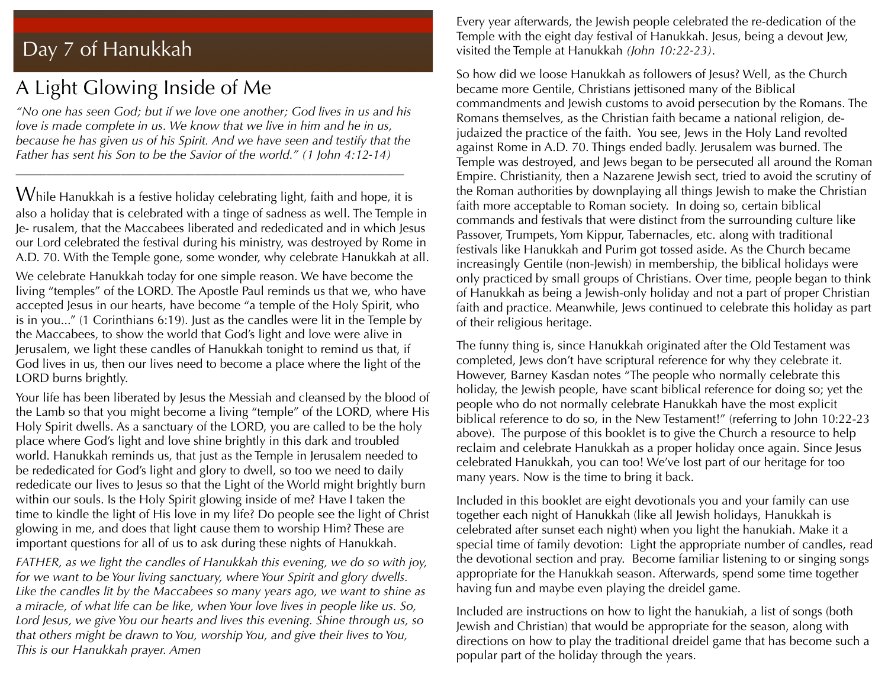## Day 7 of Hanukkah

# A Light Glowing Inside of Me

*"No one has seen God; but if we love one another; God lives in us and his love is made complete in us. We know that we live in him and he in us, because he has given us of his Spirit. And we have seen and testify that the Father has sent his Son to be the Savior of the world." (1 John 4:12-14)*

---

While Hanukkah is a festive holiday celebrating light, faith and hope, it is also a holiday that is celebrated with a tinge of sadness as well. The Temple in Je- rusalem, that the Maccabees liberated and rededicated and in which Jesus our Lord celebrated the festival during his ministry, was destroyed by Rome in A.D. 70. With the Temple gone, some wonder, why celebrate Hanukkah at all.

We celebrate Hanukkah today for one simple reason. We have become the living "temples" of the LORD. The Apostle Paul reminds us that we, who have accepted Jesus in our hearts, have become "a temple of the Holy Spirit, who is in you..." (1 Corinthians 6:19). Just as the candles were lit in the Temple by the Maccabees, to show the world that God's light and love were alive in Jerusalem, we light these candles of Hanukkah tonight to remind us that, if God lives in us, then our lives need to become a place where the light of the LORD burns brightly.

Your life has been liberated by Jesus the Messiah and cleansed by the blood of the Lamb so that you might become a living "temple" of the LORD, where His Holy Spirit dwells. As a sanctuary of the LORD, you are called to be the holy place where God's light and love shine brightly in this dark and troubled world. Hanukkah reminds us, that just as the Temple in Jerusalem needed to be rededicated for God's light and glory to dwell, so too we need to daily rededicate our lives to Jesus so that the Light of the World might brightly burn within our souls. Is the Holy Spirit glowing inside of me? Have I taken the time to kindle the light of His love in my life? Do people see the light of Christ glowing in me, and does that light cause them to worship Him? These are important questions for all of us to ask during these nights of Hanukkah.

*FATHER, as we light the candles of Hanukkah this evening, we do so with joy, for we want to be Your living sanctuary, where Your Spirit and glory dwells. Like the candles lit by the Maccabees so many years ago, we want to shine as a miracle, of what life can be like, when Your love lives in people like us. So, Lord Jesus, we give You our hearts and lives this evening. Shine through us, so that others might be drawn to You, worship You, and give their lives to You, This is our Hanukkah prayer. Amen*

Every year afterwards, the Jewish people celebrated the re-dedication of the Temple with the eight day festival of Hanukkah. Jesus, being a devout Jew, visited the Temple at Hanukkah *(John 10:22-23)*.

So how did we loose Hanukkah as followers of Jesus? Well, as the Church became more Gentile, Christians jettisoned many of the Biblical commandments and Jewish customs to avoid persecution by the Romans. The Romans themselves, as the Christian faith became a national religion, de-judaized the practice of the faith. You see, Jews in the Holy Land revolted against Rome in A.D. 70. Things ended badly. Jerusalem was burned. The Temple was destroyed, and Jews began to be persecuted all around the Roman Empire. Christianity, then a Nazarene Jewish sect, tried to avoid the scrutiny of the Roman authorities by downplaying all things Jewish to make the Christian faith more acceptable to Roman society. In doing so, certain biblical commands and festivals that were distinct from the surrounding culture like Passover, Trumpets, Yom Kippur, Tabernacles, etc. along with traditional festivals like Hanukkah and Purim got tossed aside. As the Church became increasingly Gentile (non-Jewish) in membership, the biblical holidays were only practiced by small groups of Christians. Over time, people began to think of Hanukkah as being a Jewish-only holiday and not a part of proper Christian faith and practice. Meanwhile, Jews continued to celebrate this holiday as part of their religious heritage.

The funny thing is, since Hanukkah originated after the Old Testament was completed, Jews don't have scriptural reference for why they celebrate it. However, Barney Kasdan notes "The people who normally celebrate this holiday, the Jewish people, have scant biblical reference for doing so; yet the people who do not normally celebrate Hanukkah have the most explicit biblical reference to do so, in the New Testament!" (referring to John 10:22-23 above). The purpose of this booklet is to give the Church a resource to help reclaim and celebrate Hanukkah as a proper holiday once again. Since Jesus celebrated Hanukkah, you can too! We've lost part of our heritage for too many years. Now is the time to bring it back.

Included in this booklet are eight devotionals you and your family can use together each night of Hanukkah (like all Jewish holidays, Hanukkah is celebrated after sunset each night) when you light the hanukiah. Make it a special time of family devotion: Light the appropriate number of candles, read the devotional section and pray. Become familiar listening to or singing songs appropriate for the Hanukkah season. Afterwards, spend some time together having fun and maybe even playing the dreidel game.

Included are instructions on how to light the hanukiah, a list of songs (both Jewish and Christian) that would be appropriate for the season, along with directions on how to play the traditional dreidel game that has become such a popular part of the holiday through the years.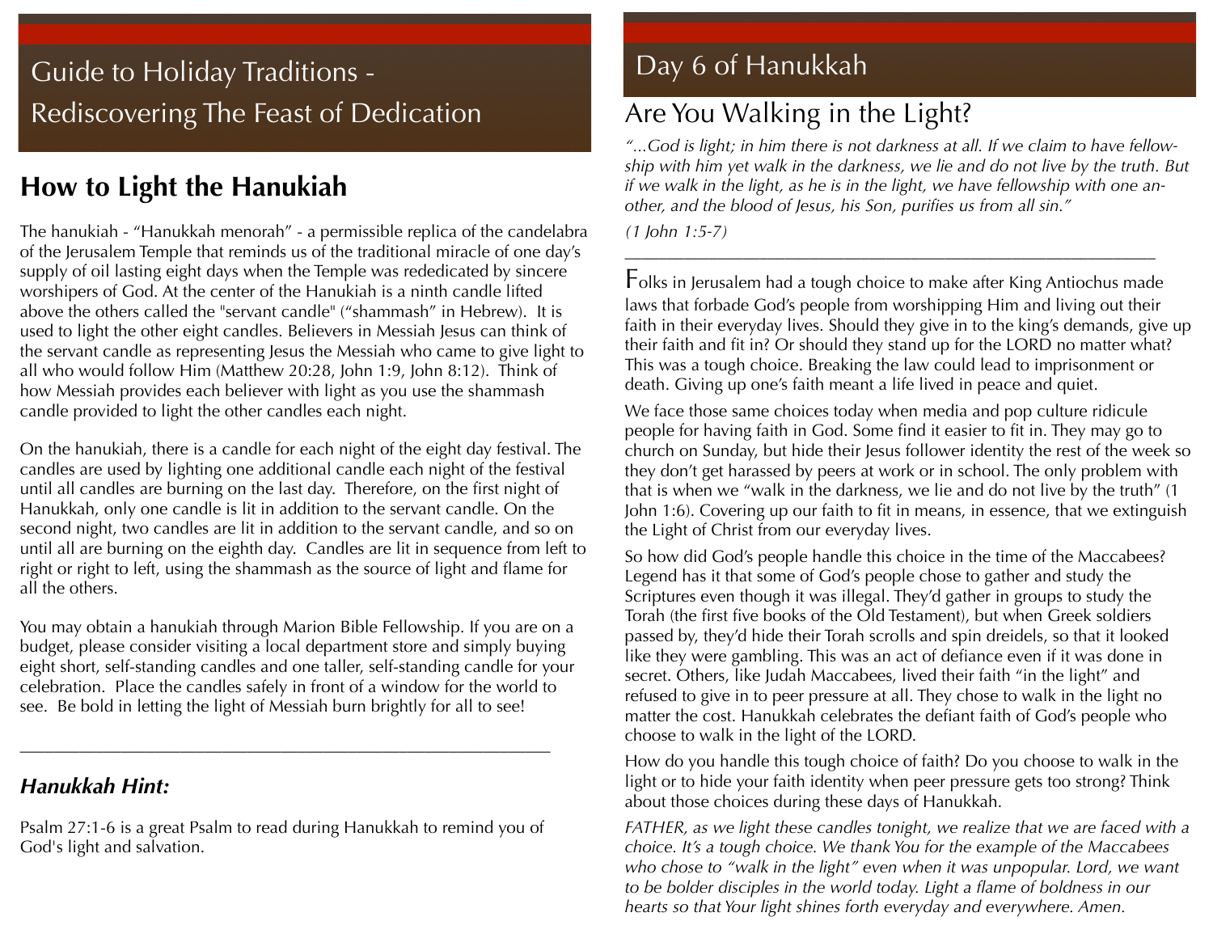# Guide to Holiday Traditions - Rediscovering The Feast of Dedication

## How to Light the Hanukiah

The hanukiah - "Hanukkah menorah" - a permissible replica of the candelabra of the Jerusalem Temple that reminds us of the traditional miracle of one day's supply of oil lasting eight days when the Temple was rededicated by sincere worshipers of God. At the center of the Hanukiah is a ninth candle lifted above the others called the "servant candle" ("shammash" in Hebrew). It is used to light the other eight candles. Believers in Messiah Jesus can think of the servant candle as representing Jesus the Messiah who came to give light to all who would follow Him (Matthew 20:28, John 1:9, John 8:12). Think of how Messiah provides each believer with light as you use the shammash candle provided to light the other candles each night.

On the hanukiah, there is a candle for each night of the eight day festival. The candles are used by lighting one additional candle each night of the festival until all candles are burning on the last day. Therefore, on the first night of Hanukkah, only one candle is lit in addition to the servant candle. On the second night, two candles are lit in addition to the servant candle, and so on until all are burning on the eighth day. Candles are lit in sequence from left to right or right to left, using the shammash as the source of light and flame for all the others.

You may obtain a hanukiah through Marion Bible Fellowship. If you are on a budget, please consider visiting a local department store and simply buying eight short, self-standing candles and one taller, self-standing candle for your celebration. Place the candles safely in front of a window for the world to see. Be bold in letting the light of Messiah burn brightly for all to see!

---

### *Hanukkah Hint:*

Psalm 27:1-6 is a great Psalm to read during Hanukkah to remind you of God's light and salvation.

# Day 6 of Hanukkah

## Are You Walking in the Light?

*"...God is light; in him there is not darkness at all. If we claim to have fellowship with him yet walk in the darkness, we lie and do not live by the truth. But if we walk in the light, as he is in the light, we have fellowship with one another, and the blood of Jesus, his Son, purifies us from all sin."*

*(1 John 1:5-7)*

---

Folks in Jerusalem had a tough choice to make after King Antiochus made laws that forbade God's people from worshipping Him and living out their faith in their everyday lives. Should they give in to the king's demands, give up their faith and fit in? Or should they stand up for the LORD no matter what? This was a tough choice. Breaking the law could lead to imprisonment or death. Giving up one's faith meant a life lived in peace and quiet.

We face those same choices today when media and pop culture ridicule people for having faith in God. Some find it easier to fit in. They may go to church on Sunday, but hide their Jesus follower identity the rest of the week so they don't get harassed by peers at work or in school. The only problem with that is when we "walk in the darkness, we lie and do not live by the truth" (1 John 1:6). Covering up our faith to fit in means, in essence, that we extinguish the Light of Christ from our everyday lives.

So how did God's people handle this choice in the time of the Maccabees? Legend has it that some of God's people chose to gather and study the Scriptures even though it was illegal. They'd gather in groups to study the Torah (the first five books of the Old Testament), but when Greek soldiers passed by, they'd hide their Torah scrolls and spin dreidels, so that it looked like they were gambling. This was an act of defiance even if it was done in secret. Others, like Judah Maccabees, lived their faith "in the light" and refused to give in to peer pressure at all. They chose to walk in the light no matter the cost. Hanukkah celebrates the defiant faith of God's people who choose to walk in the light of the LORD.

How do you handle this tough choice of faith? Do you choose to walk in the light or to hide your faith identity when peer pressure gets too strong? Think about those choices during these days of Hanukkah.

*FATHER, as we light these candles tonight, we realize that we are faced with a choice. It's a tough choice. We thank You for the example of the Maccabees who chose to "walk in the light" even when it was unpopular. Lord, we want to be bolder disciples in the world today. Light a flame of boldness in our hearts so that Your light shines forth everyday and everywhere. Amen.*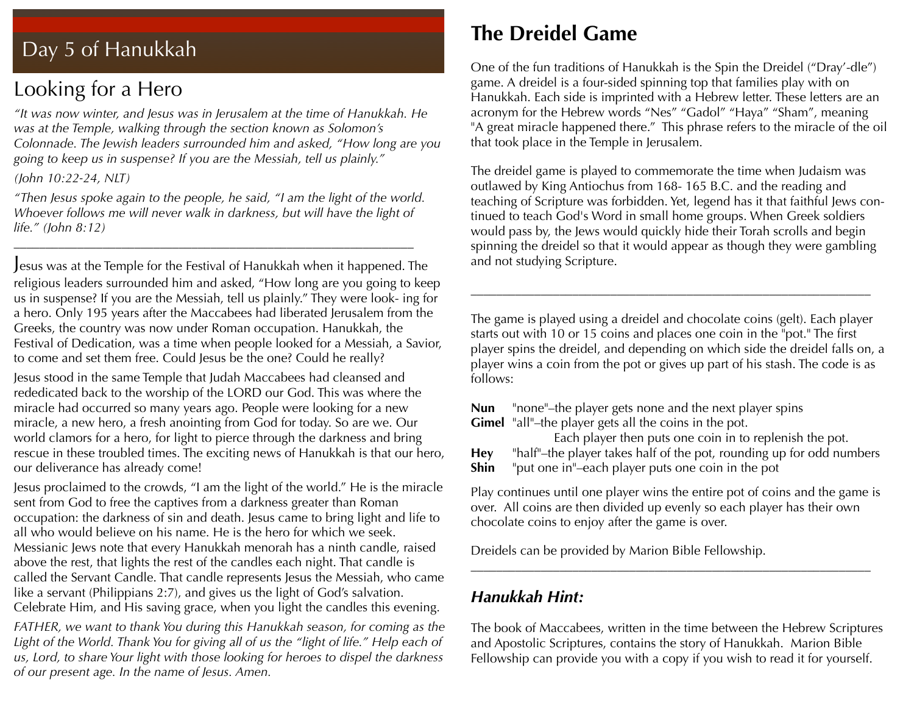# Day 5 of Hanukkah

## Looking for a Hero

*"It was now winter, and Jesus was in Jerusalem at the time of Hanukkah. He was at the Temple, walking through the section known as Solomon's Colonnade. The Jewish leaders surrounded him and asked, "How long are you going to keep us in suspense? If you are the Messiah, tell us plainly."*

*(John 10:22-24, NLT)*

*"Then Jesus spoke again to the people, he said, "I am the light of the world. Whoever follows me will never walk in darkness, but will have the light of life." (John 8:12)*

---

Jesus was at the Temple for the Festival of Hanukkah when it happened. The religious leaders surrounded him and asked, "How long are you going to keep us in suspense? If you are the Messiah, tell us plainly." They were look- ing for a hero. Only 195 years after the Maccabees had liberated Jerusalem from the Greeks, the country was now under Roman occupation. Hanukkah, the Festival of Dedication, was a time when people looked for a Messiah, a Savior, to come and set them free. Could Jesus be the one? Could he really?

Jesus stood in the same Temple that Judah Maccabees had cleansed and rededicated back to the worship of the LORD our God. This was where the miracle had occurred so many years ago. People were looking for a new miracle, a new hero, a fresh anointing from God for today. So are we. Our world clamors for a hero, for light to pierce through the darkness and bring rescue in these troubled times. The exciting news of Hanukkah is that our hero, our deliverance has already come!

Jesus proclaimed to the crowds, "I am the light of the world." He is the miracle sent from God to free the captives from a darkness greater than Roman occupation: the darkness of sin and death. Jesus came to bring light and life to all who would believe on his name. He is the hero for which we seek. Messianic Jews note that every Hanukkah menorah has a ninth candle, raised above the rest, that lights the rest of the candles each night. That candle is called the Servant Candle. That candle represents Jesus the Messiah, who came like a servant (Philippians 2:7), and gives us the light of God's salvation. Celebrate Him, and His saving grace, when you light the candles this evening.

*FATHER, we want to thank You during this Hanukkah season, for coming as the Light of the World. Thank You for giving all of us the "light of life." Help each of us, Lord, to share Your light with those looking for heroes to dispel the darkness of our present age. In the name of Jesus. Amen.*

# The Dreidel Game

One of the fun traditions of Hanukkah is the Spin the Dreidel ("Dray'-dle") game. A dreidel is a four-sided spinning top that families play with on Hanukkah. Each side is imprinted with a Hebrew letter. These letters are an acronym for the Hebrew words "Nes" "Gadol" "Haya" "Sham", meaning "A great miracle happened there." This phrase refers to the miracle of the oil that took place in the Temple in Jerusalem.

The dreidel game is played to commemorate the time when Judaism was outlawed by King Antiochus from 168- 165 B.C. and the reading and teaching of Scripture was forbidden. Yet, legend has it that faithful Jews continued to teach God's Word in small home groups. When Greek soldiers would pass by, the Jews would quickly hide their Torah scrolls and begin spinning the dreidel so that it would appear as though they were gambling and not studying Scripture.

---

The game is played using a dreidel and chocolate coins (gelt). Each player starts out with 10 or 15 coins and places one coin in the "pot." The first player spins the dreidel, and depending on which side the dreidel falls on, a player wins a coin from the pot or gives up part of his stash. The code is as follows:

**Nun** "none"–the player gets none and the next player spins
**Gimel** "all"–the player gets all the coins in the pot. Each player then puts one coin in to replenish the pot.
**Hey** "half"–the player takes half of the pot, rounding up for odd numbers
**Shin** "put one in"–each player puts one coin in the pot

Play continues until one player wins the entire pot of coins and the game is over. All coins are then divided up evenly so each player has their own chocolate coins to enjoy after the game is over.

Dreidels can be provided by Marion Bible Fellowship.

---

### *Hanukkah Hint:*

The book of Maccabees, written in the time between the Hebrew Scriptures and Apostolic Scriptures, contains the story of Hanukkah. Marion Bible Fellowship can provide you with a copy if you wish to read it for yourself.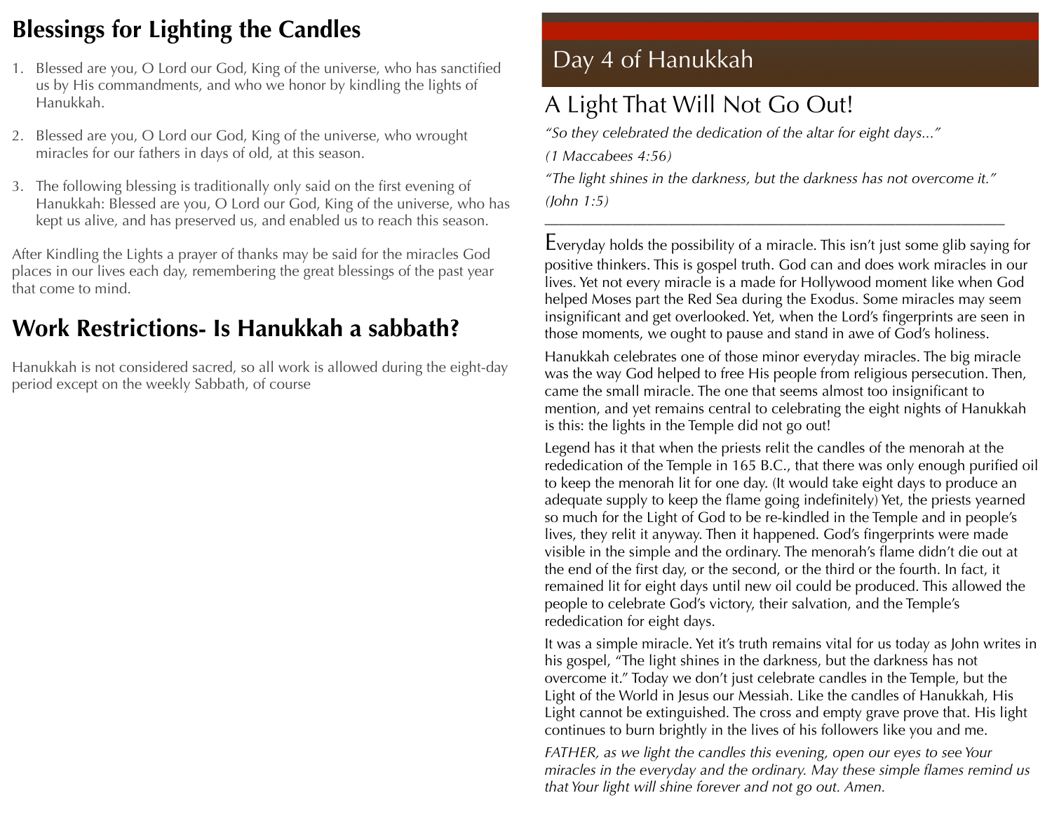## Blessings for Lighting the Candles

1. Blessed are you, O Lord our God, King of the universe, who has sanctified us by His commandments, and who we honor by kindling the lights of Hanukkah.

2. Blessed are you, O Lord our God, King of the universe, who wrought miracles for our fathers in days of old, at this season.

3. The following blessing is traditionally only said on the first evening of Hanukkah: Blessed are you, O Lord our God, King of the universe, who has kept us alive, and has preserved us, and enabled us to reach this season.

After Kindling the Lights a prayer of thanks may be said for the miracles God places in our lives each day, remembering the great blessings of the past year that come to mind.

## Work Restrictions- Is Hanukkah a sabbath?

Hanukkah is not considered sacred, so all work is allowed during the eight-day period except on the weekly Sabbath, of course

# Day 4 of Hanukkah

## A Light That Will Not Go Out!

*"So they celebrated the dedication of the altar for eight days..."*

*(1 Maccabees 4:56)*

*"The light shines in the darkness, but the darkness has not overcome it."*

*(John 1:5)*

---

Everyday holds the possibility of a miracle. This isn't just some glib saying for positive thinkers. This is gospel truth. God can and does work miracles in our lives. Yet not every miracle is a made for Hollywood moment like when God helped Moses part the Red Sea during the Exodus. Some miracles may seem insignificant and get overlooked. Yet, when the Lord's fingerprints are seen in those moments, we ought to pause and stand in awe of God's holiness.

Hanukkah celebrates one of those minor everyday miracles. The big miracle was the way God helped to free His people from religious persecution. Then, came the small miracle. The one that seems almost too insignificant to mention, and yet remains central to celebrating the eight nights of Hanukkah is this: the lights in the Temple did not go out!

Legend has it that when the priests relit the candles of the menorah at the rededication of the Temple in 165 B.C., that there was only enough purified oil to keep the menorah lit for one day. (It would take eight days to produce an adequate supply to keep the flame going indefinitely) Yet, the priests yearned so much for the Light of God to be re-kindled in the Temple and in people's lives, they relit it anyway. Then it happened. God's fingerprints were made visible in the simple and the ordinary. The menorah's flame didn't die out at the end of the first day, or the second, or the third or the fourth. In fact, it remained lit for eight days until new oil could be produced. This allowed the people to celebrate God's victory, their salvation, and the Temple's rededication for eight days.

It was a simple miracle. Yet it's truth remains vital for us today as John writes in his gospel, "The light shines in the darkness, but the darkness has not overcome it." Today we don't just celebrate candles in the Temple, but the Light of the World in Jesus our Messiah. Like the candles of Hanukkah, His Light cannot be extinguished. The cross and empty grave prove that. His light continues to burn brightly in the lives of his followers like you and me.

*FATHER, as we light the candles this evening, open our eyes to see Your miracles in the everyday and the ordinary. May these simple flames remind us that Your light will shine forever and not go out. Amen.*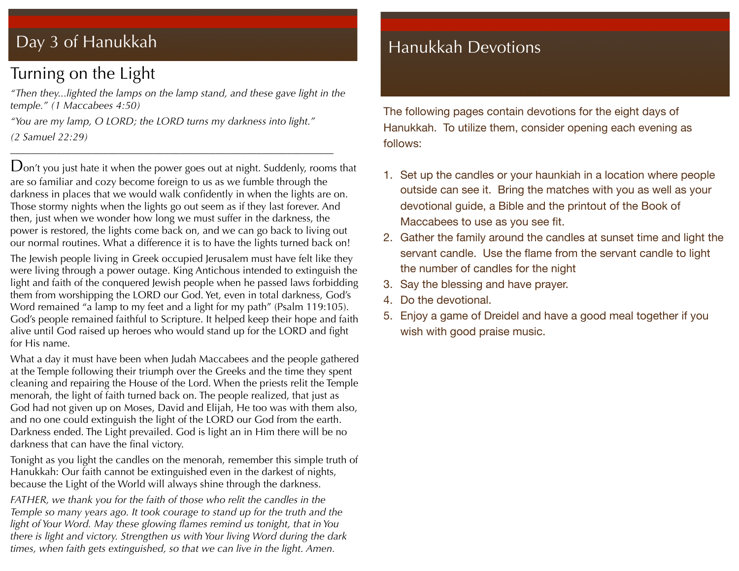# Day 3 of Hanukkah

## Turning on the Light

*"Then they...lighted the lamps on the lamp stand, and these gave light in the temple." (1 Maccabees 4:50)*

*"You are my lamp, O LORD; the LORD turns my darkness into light."*

*(2 Samuel 22:29)*

---

Don't you just hate it when the power goes out at night. Suddenly, rooms that are so familiar and cozy become foreign to us as we fumble through the darkness in places that we would walk confidently in when the lights are on. Those stormy nights when the lights go out seem as if they last forever. And then, just when we wonder how long we must suffer in the darkness, the power is restored, the lights come back on, and we can go back to living out our normal routines. What a difference it is to have the lights turned back on!

The Jewish people living in Greek occupied Jerusalem must have felt like they were living through a power outage. King Antichous intended to extinguish the light and faith of the conquered Jewish people when he passed laws forbidding them from worshipping the LORD our God. Yet, even in total darkness, God's Word remained "a lamp to my feet and a light for my path" (Psalm 119:105). God's people remained faithful to Scripture. It helped keep their hope and faith alive until God raised up heroes who would stand up for the LORD and fight for His name.

What a day it must have been when Judah Maccabees and the people gathered at the Temple following their triumph over the Greeks and the time they spent cleaning and repairing the House of the Lord. When the priests relit the Temple menorah, the light of faith turned back on. The people realized, that just as God had not given up on Moses, David and Elijah, He too was with them also, and no one could extinguish the light of the LORD our God from the earth. Darkness ended. The Light prevailed. God is light an in Him there will be no darkness that can have the final victory.

Tonight as you light the candles on the menorah, remember this simple truth of Hanukkah: Our faith cannot be extinguished even in the darkest of nights, because the Light of the World will always shine through the darkness.

*FATHER, we thank you for the faith of those who relit the candles in the Temple so many years ago. It took courage to stand up for the truth and the light of Your Word. May these glowing flames remind us tonight, that in You there is light and victory. Strengthen us with Your living Word during the dark times, when faith gets extinguished, so that we can live in the light. Amen.*

# Hanukkah Devotions

The following pages contain devotions for the eight days of Hanukkah. To utilize them, consider opening each evening as follows:

1. Set up the candles or your haunkiah in a location where people outside can see it. Bring the matches with you as well as your devotional guide, a Bible and the printout of the Book of Maccabees to use as you see fit.
2. Gather the family around the candles at sunset time and light the servant candle. Use the flame from the servant candle to light the number of candles for the night
3. Say the blessing and have prayer.
4. Do the devotional.
5. Enjoy a game of Dreidel and have a good meal together if you wish with good praise music.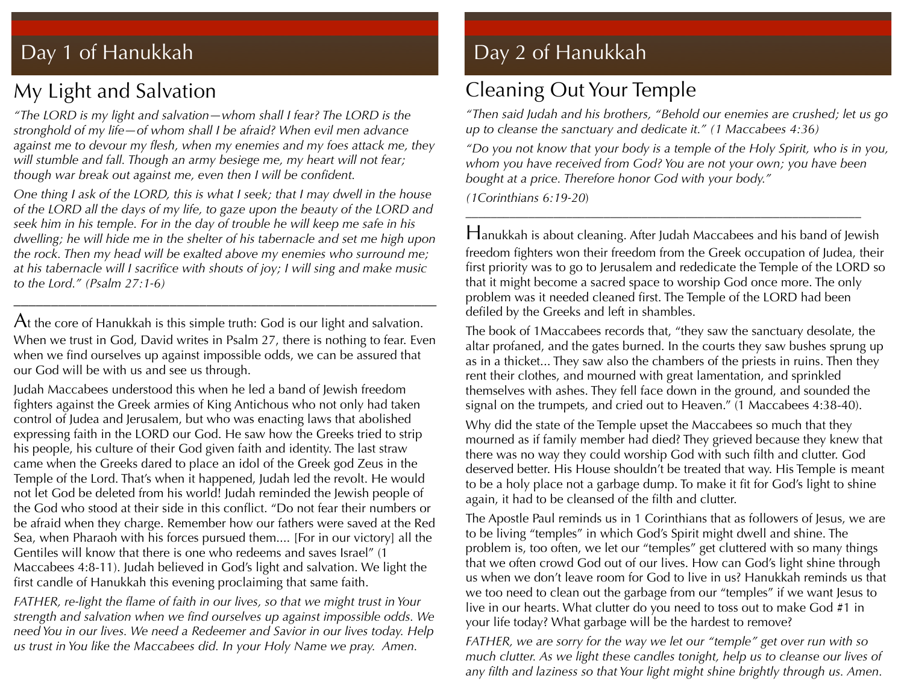# Day 1 of Hanukkah

## My Light and Salvation

*"The LORD is my light and salvation—whom shall I fear? The LORD is the stronghold of my life—of whom shall I be afraid? When evil men advance against me to devour my flesh, when my enemies and my foes attack me, they will stumble and fall. Though an army besiege me, my heart will not fear; though war break out against me, even then I will be confident.*

*One thing I ask of the LORD, this is what I seek; that I may dwell in the house of the LORD all the days of my life, to gaze upon the beauty of the LORD and seek him in his temple. For in the day of trouble he will keep me safe in his dwelling; he will hide me in the shelter of his tabernacle and set me high upon the rock. Then my head will be exalted above my enemies who surround me; at his tabernacle will I sacrifice with shouts of joy; I will sing and make music to the Lord." (Psalm 27:1-6)*

---

At the core of Hanukkah is this simple truth: God is our light and salvation. When we trust in God, David writes in Psalm 27, there is nothing to fear. Even when we find ourselves up against impossible odds, we can be assured that our God will be with us and see us through.

Judah Maccabees understood this when he led a band of Jewish freedom fighters against the Greek armies of King Antichous who not only had taken control of Judea and Jerusalem, but who was enacting laws that abolished expressing faith in the LORD our God. He saw how the Greeks tried to strip his people, his culture of their God given faith and identity. The last straw came when the Greeks dared to place an idol of the Greek god Zeus in the Temple of the Lord. That's when it happened, Judah led the revolt. He would not let God be deleted from his world! Judah reminded the Jewish people of the God who stood at their side in this conflict. "Do not fear their numbers or be afraid when they charge. Remember how our fathers were saved at the Red Sea, when Pharaoh with his forces pursued them.... [For in our victory] all the Gentiles will know that there is one who redeems and saves Israel" (1 Maccabees 4:8-11). Judah believed in God's light and salvation. We light the first candle of Hanukkah this evening proclaiming that same faith.

*FATHER, re-light the flame of faith in our lives, so that we might trust in Your strength and salvation when we find ourselves up against impossible odds. We need You in our lives. We need a Redeemer and Savior in our lives today. Help us trust in You like the Maccabees did. In your Holy Name we pray. Amen.*

# Day 2 of Hanukkah

## Cleaning Out Your Temple

*"Then said Judah and his brothers, "Behold our enemies are crushed; let us go up to cleanse the sanctuary and dedicate it." (1 Maccabees 4:36)*

*"Do you not know that your body is a temple of the Holy Spirit, who is in you, whom you have received from God? You are not your own; you have been bought at a price. Therefore honor God with your body."*

*(1Corinthians 6:19-20)*

---

Hanukkah is about cleaning. After Judah Maccabees and his band of Jewish freedom fighters won their freedom from the Greek occupation of Judea, their first priority was to go to Jerusalem and rededicate the Temple of the LORD so that it might become a sacred space to worship God once more. The only problem was it needed cleaned first. The Temple of the LORD had been defiled by the Greeks and left in shambles.

The book of 1Maccabees records that, "they saw the sanctuary desolate, the altar profaned, and the gates burned. In the courts they saw bushes sprung up as in a thicket... They saw also the chambers of the priests in ruins. Then they rent their clothes, and mourned with great lamentation, and sprinkled themselves with ashes. They fell face down in the ground, and sounded the signal on the trumpets, and cried out to Heaven." (1 Maccabees 4:38-40).

Why did the state of the Temple upset the Maccabees so much that they mourned as if family member had died? They grieved because they knew that there was no way they could worship God with such filth and clutter. God deserved better. His House shouldn't be treated that way. His Temple is meant to be a holy place not a garbage dump. To make it fit for God's light to shine again, it had to be cleansed of the filth and clutter.

The Apostle Paul reminds us in 1 Corinthians that as followers of Jesus, we are to be living "temples" in which God's Spirit might dwell and shine. The problem is, too often, we let our "temples" get cluttered with so many things that we often crowd God out of our lives. How can God's light shine through us when we don't leave room for God to live in us? Hanukkah reminds us that we too need to clean out the garbage from our "temples" if we want Jesus to live in our hearts. What clutter do you need to toss out to make God #1 in your life today? What garbage will be the hardest to remove?

*FATHER, we are sorry for the way we let our "temple" get over run with so much clutter. As we light these candles tonight, help us to cleanse our lives of any filth and laziness so that Your light might shine brightly through us. Amen.*